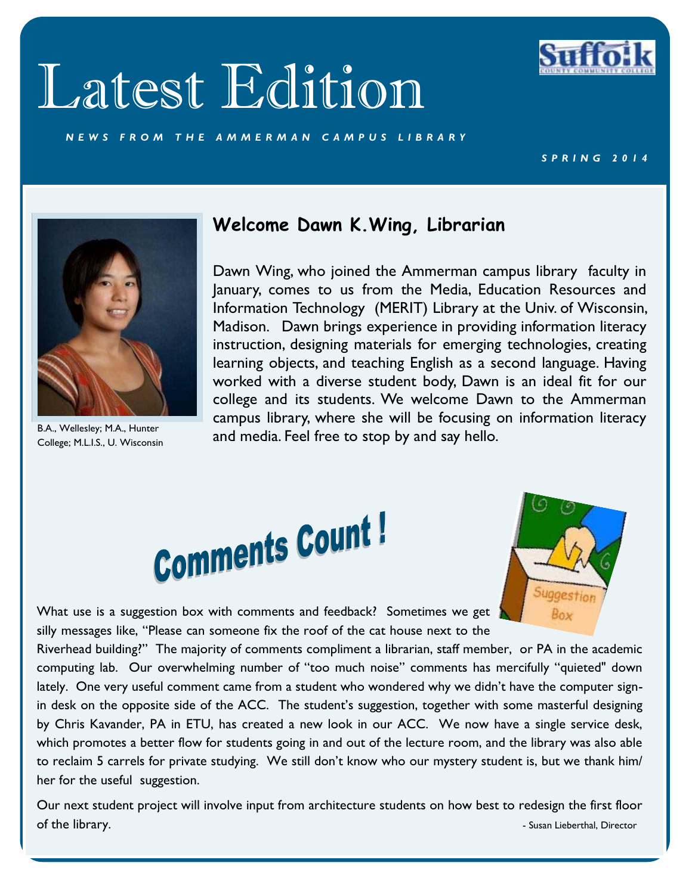# Latest Edition

***NEWS FROM THE AMMERMAN CAMPUS LIBRARY***

***SPRING 2014***

## Welcome Dawn K.Wing, Librarian

B.A., Wellesley; M.A., Hunter College; M.L.I.S., U. Wisconsin

Dawn Wing, who joined the Ammerman campus library faculty in January, comes to us from the Media, Education Resources and Information Technology (MERIT) Library at the Univ. of Wisconsin, Madison. Dawn brings experience in providing information literacy instruction, designing materials for emerging technologies, creating learning objects, and teaching English as a second language. Having worked with a diverse student body, Dawn is an ideal fit for our college and its students. We welcome Dawn to the Ammerman campus library, where she will be focusing on information literacy and media. Feel free to stop by and say hello.

## Comments Count !

What use is a suggestion box with comments and feedback? Sometimes we get silly messages like, "Please can someone fix the roof of the cat house next to the Riverhead building?" The majority of comments compliment a librarian, staff member, or PA in the academic computing lab. Our overwhelming number of "too much noise" comments has mercifully "quieted" down lately. One very useful comment came from a student who wondered why we didn't have the computer sign-in desk on the opposite side of the ACC. The student's suggestion, together with some masterful designing by Chris Kavander, PA in ETU, has created a new look in our ACC. We now have a single service desk, which promotes a better flow for students going in and out of the lecture room, and the library was also able to reclaim 5 carrels for private studying. We still don't know who our mystery student is, but we thank him/her for the useful suggestion.

Our next student project will involve input from architecture students on how best to redesign the first floor of the library.

- Susan Lieberthal, Director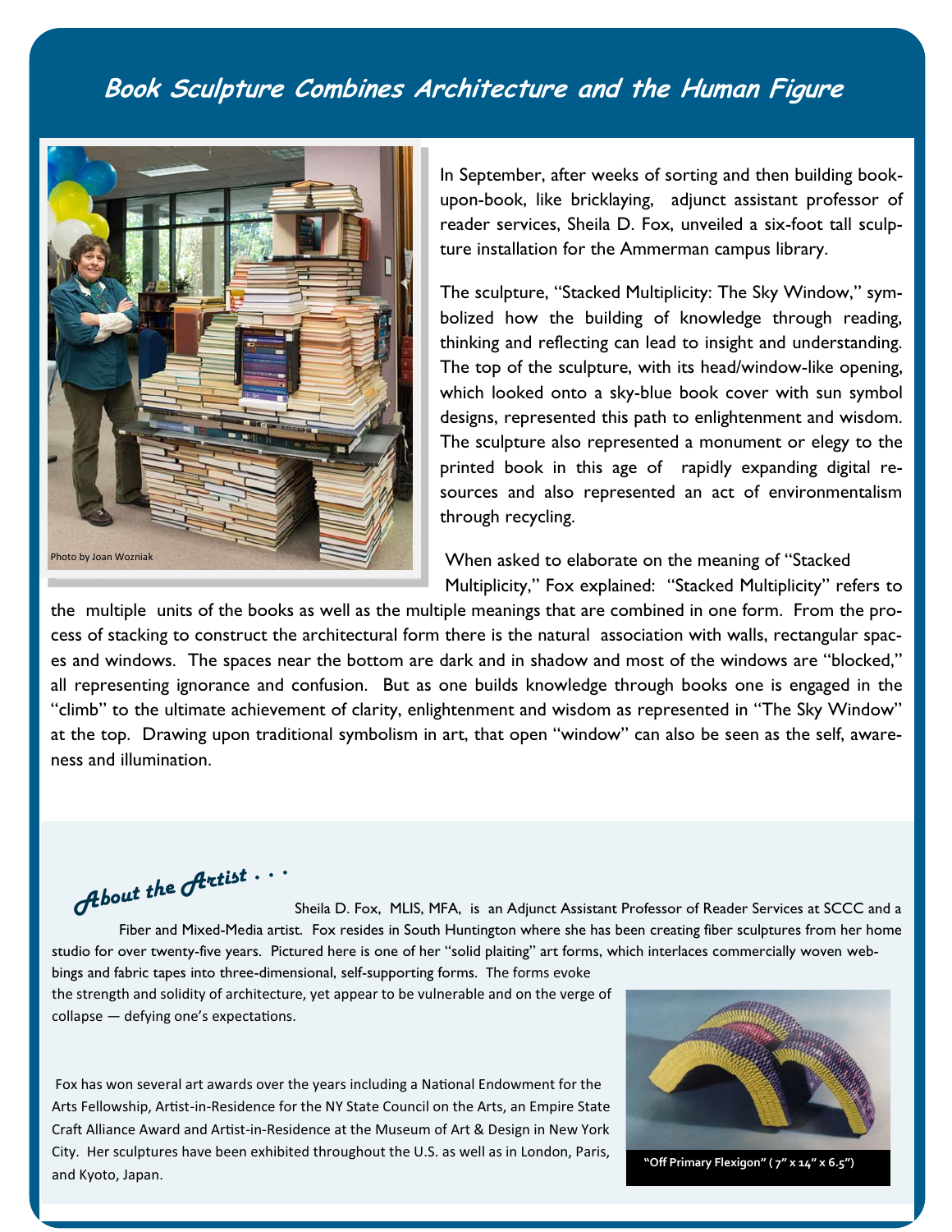# Book Sculpture Combines Architecture and the Human Figure

Photo by Joan Wozniak

In September, after weeks of sorting and then building book-upon-book, like bricklaying, adjunct assistant professor of reader services, Sheila D. Fox, unveiled a six-foot tall sculpture installation for the Ammerman campus library.

The sculpture, "Stacked Multiplicity: The Sky Window," symbolized how the building of knowledge through reading, thinking and reflecting can lead to insight and understanding. The top of the sculpture, with its head/window-like opening, which looked onto a sky-blue book cover with sun symbol designs, represented this path to enlightenment and wisdom. The sculpture also represented a monument or elegy to the printed book in this age of rapidly expanding digital resources and also represented an act of environmentalism through recycling.

When asked to elaborate on the meaning of "Stacked Multiplicity," Fox explained: "Stacked Multiplicity" refers to the multiple units of the books as well as the multiple meanings that are combined in one form. From the process of stacking to construct the architectural form there is the natural association with walls, rectangular spaces and windows. The spaces near the bottom are dark and in shadow and most of the windows are "blocked," all representing ignorance and confusion. But as one builds knowledge through books one is engaged in the "climb" to the ultimate achievement of clarity, enlightenment and wisdom as represented in "The Sky Window" at the top. Drawing upon traditional symbolism in art, that open "window" can also be seen as the self, awareness and illumination.

## *About the Artist . . .*

Sheila D. Fox, MLIS, MFA, is an Adjunct Assistant Professor of Reader Services at SCCC and a Fiber and Mixed-Media artist. Fox resides in South Huntington where she has been creating fiber sculptures from her home studio for over twenty-five years. Pictured here is one of her "solid plaiting" art forms, which interlaces commercially woven webbings and fabric tapes into three-dimensional, self-supporting forms. The forms evoke the strength and solidity of architecture, yet appear to be vulnerable and on the verge of collapse — defying one's expectations.

Fox has won several art awards over the years including a National Endowment for the Arts Fellowship, Artist-in-Residence for the NY State Council on the Arts, an Empire State Craft Alliance Award and Artist-in-Residence at the Museum of Art & Design in New York City. Her sculptures have been exhibited throughout the U.S. as well as in London, Paris, and Kyoto, Japan.

**"Off Primary Flexigon" ( 7" x 14" x 6.5")**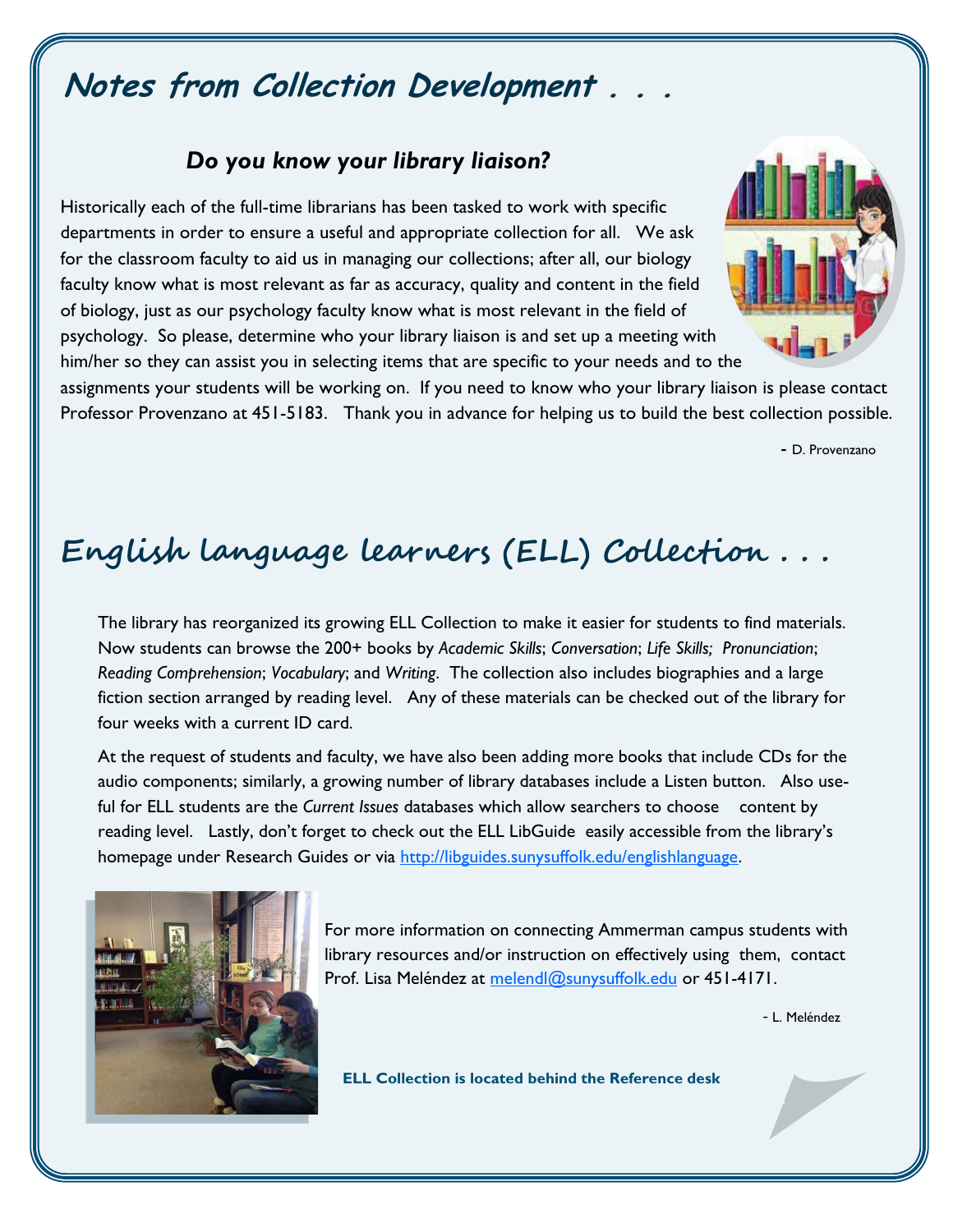# Notes from Collection Development . . .

### *Do you know your library liaison?*

Historically each of the full-time librarians has been tasked to work with specific departments in order to ensure a useful and appropriate collection for all. We ask for the classroom faculty to aid us in managing our collections; after all, our biology faculty know what is most relevant as far as accuracy, quality and content in the field of biology, just as our psychology faculty know what is most relevant in the field of psychology. So please, determine who your library liaison is and set up a meeting with him/her so they can assist you in selecting items that are specific to your needs and to the assignments your students will be working on. If you need to know who your library liaison is please contact Professor Provenzano at 451-5183. Thank you in advance for helping us to build the best collection possible.

- D. Provenzano

# English language learners (ELL) Collection . . .

The library has reorganized its growing ELL Collection to make it easier for students to find materials. Now students can browse the 200+ books by *Academic Skills*; *Conversation*; *Life Skills; Pronunciation*; *Reading Comprehension*; *Vocabulary*; and *Writing*. The collection also includes biographies and a large fiction section arranged by reading level. Any of these materials can be checked out of the library for four weeks with a current ID card.

At the request of students and faculty, we have also been adding more books that include CDs for the audio components; similarly, a growing number of library databases include a Listen button. Also useful for ELL students are the *Current Issues* databases which allow searchers to choose content by reading level. Lastly, don't forget to check out the ELL LibGuide easily accessible from the library's homepage under Research Guides or via http://libguides.sunysuffolk.edu/englishlanguage.

For more information on connecting Ammerman campus students with library resources and/or instruction on effectively using them, contact Prof. Lisa Meléndez at melendl@sunysuffolk.edu or 451-4171.

- L. Meléndez

**ELL Collection is located behind the Reference desk**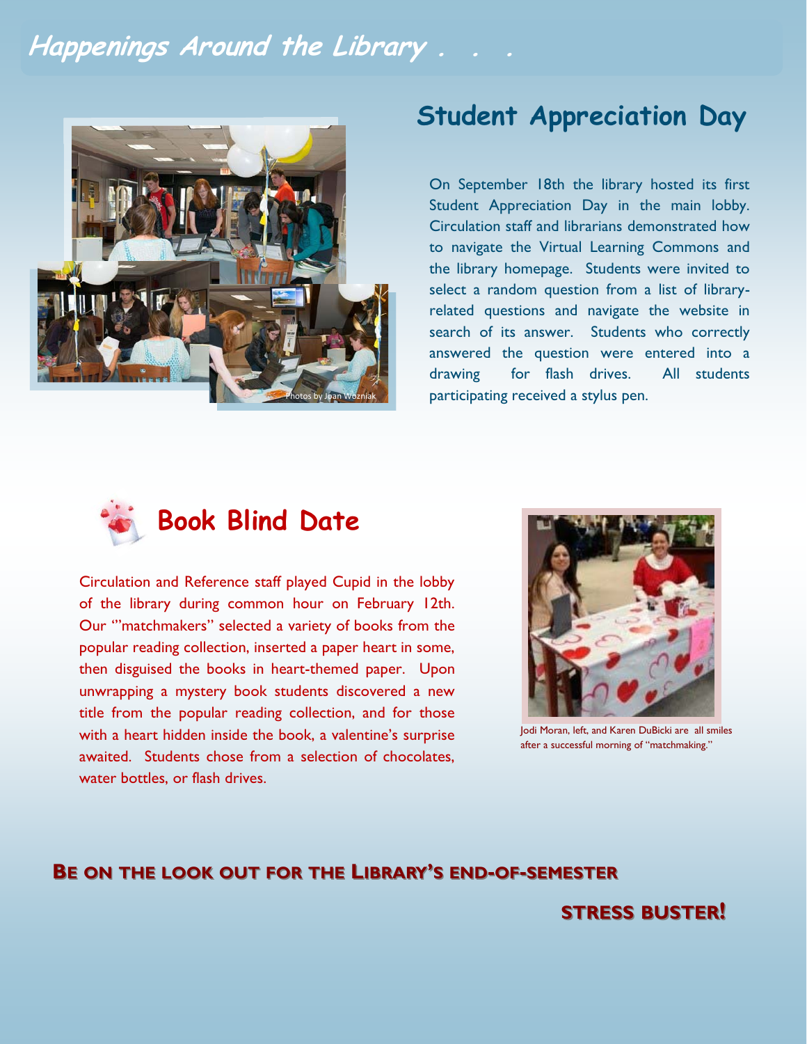# Happenings Around the Library . . .

Photos by Joan Wozniak

## Student Appreciation Day

On September 18th the library hosted its first Student Appreciation Day in the main lobby. Circulation staff and librarians demonstrated how to navigate the Virtual Learning Commons and the library homepage. Students were invited to select a random question from a list of library-related questions and navigate the website in search of its answer. Students who correctly answered the question were entered into a drawing for flash drives. All students participating received a stylus pen.

## Book Blind Date

Circulation and Reference staff played Cupid in the lobby of the library during common hour on February 12th. Our '"matchmakers" selected a variety of books from the popular reading collection, inserted a paper heart in some, then disguised the books in heart-themed paper. Upon unwrapping a mystery book students discovered a new title from the popular reading collection, and for those with a heart hidden inside the book, a valentine's surprise awaited. Students chose from a selection of chocolates, water bottles, or flash drives.

Jodi Moran, left, and Karen DuBicki are all smiles after a successful morning of "matchmaking."

**BE ON THE LOOK OUT FOR THE LIBRARY'S END-OF-SEMESTER STRESS BUSTER!**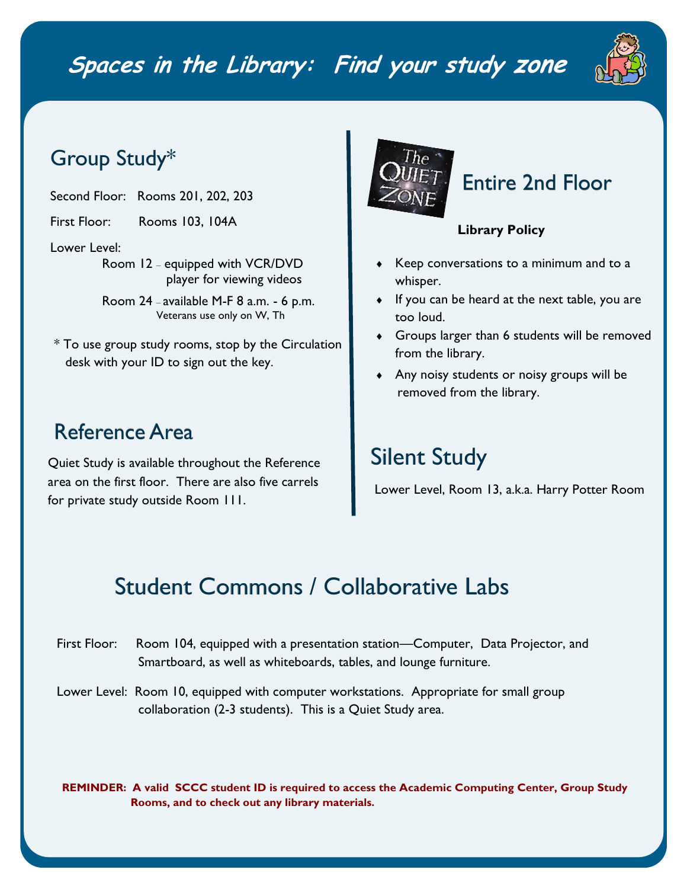# Spaces in the Library: Find your study zone

## Group Study*

Second Floor: Rooms 201, 202, 203

First Floor: Rooms 103, 104A

Lower Level:

Room 12 – equipped with VCR/DVD player for viewing videos

Room 24 – available M-F 8 a.m. - 6 p.m.
Veterans use only on W, Th

* To use group study rooms, stop by the Circulation desk with your ID to sign out the key.

## Reference Area

Quiet Study is available throughout the Reference area on the first floor. There are also five carrels for private study outside Room 111.

## The Quiet Zone: Entire 2nd Floor

**Library Policy**

- Keep conversations to a minimum and to a whisper.
- If you can be heard at the next table, you are too loud.
- Groups larger than 6 students will be removed from the library.
- Any noisy students or noisy groups will be removed from the library.

## Silent Study

Lower Level, Room 13, a.k.a. Harry Potter Room

## Student Commons / Collaborative Labs

First Floor: Room 104, equipped with a presentation station—Computer, Data Projector, and Smartboard, as well as whiteboards, tables, and lounge furniture.

Lower Level: Room 10, equipped with computer workstations. Appropriate for small group collaboration (2-3 students). This is a Quiet Study area.

**REMINDER: A valid SCCC student ID is required to access the Academic Computing Center, Group Study Rooms, and to check out any library materials.**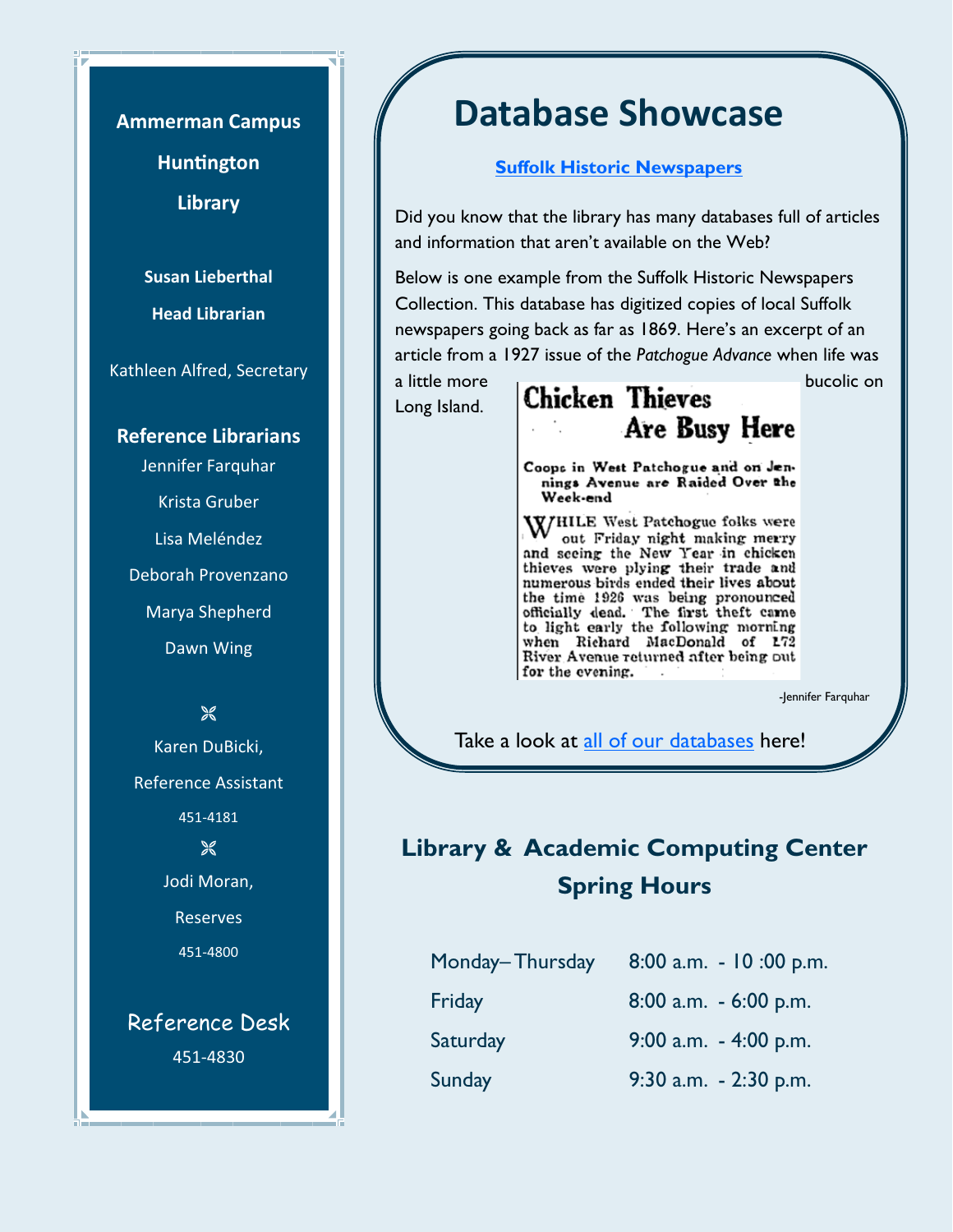**Ammerman Campus**

**Huntington**

**Library**

**Susan Lieberthal**

**Head Librarian**

Kathleen Alfred, Secretary

**Reference Librarians**

Jennifer Farquhar

Krista Gruber

Lisa Meléndez

Deborah Provenzano

Marya Shepherd

Dawn Wing

Karen DuBicki,

Reference Assistant

451-4181

Jodi Moran,

Reserves

451-4800

Reference Desk

451-4830

# Database Showcase

**Suffolk Historic Newspapers**

Did you know that the library has many databases full of articles and information that aren't available on the Web?

Below is one example from the Suffolk Historic Newspapers Collection. This database has digitized copies of local Suffolk newspapers going back as far as 1869. Here's an excerpt of an article from a 1927 issue of the *Patchogue Advance* when life was a little more bucolic on Long Island.

**Chicken Thieves Are Busy Here**

**Coops in West Patchogue and on Jennings Avenue are Raided Over the Week-end**

WHILE West Patchogue folks were out Friday night making merry and seeing the New Year in chicken thieves were plying their trade and numerous birds ended their lives about the time 1926 was being pronounced officially dead. The first theft came to light early the following morning when Richard MacDonald of 172 River Avenue returned after being out for the evening.

-Jennifer Farquhar

Take a look at all of our databases here!

## Library & Academic Computing Center Spring Hours

| | |
|---|---|
| Monday– Thursday | 8:00 a.m. - 10 :00 p.m. |
| Friday | 8:00 a.m. - 6:00 p.m. |
| Saturday | 9:00 a.m. - 4:00 p.m. |
| Sunday | 9:30 a.m. - 2:30 p.m. |